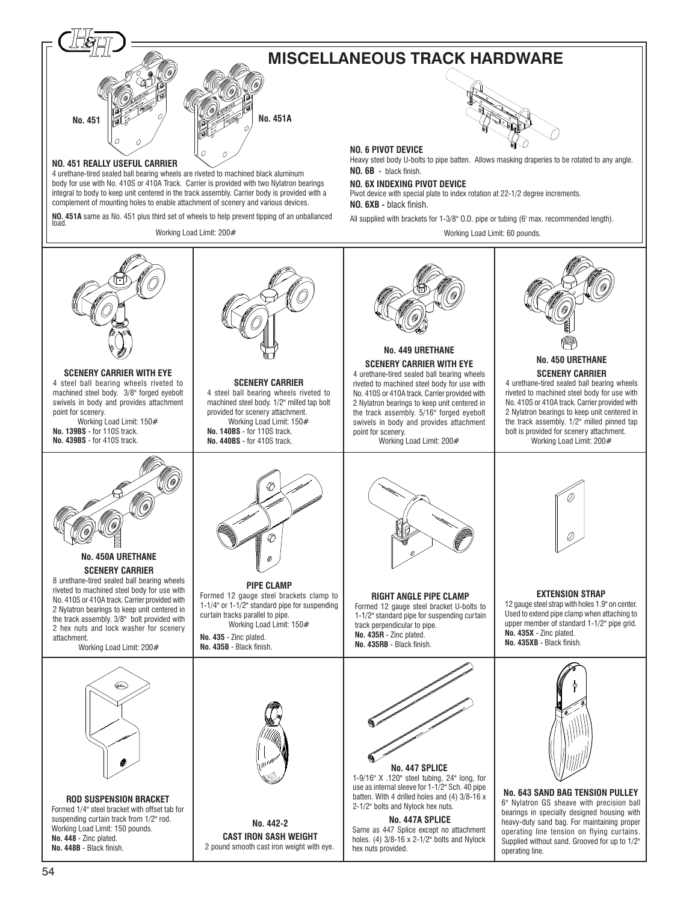# MISCELLANEOUS TRACK HARDWARE

No. 451

No. 451A

**NO. 451 REALLY USEFUL CARRIER**
4 urethane-tired sealed ball bearing wheels are riveted to machined black aluminum body for use with No. 410S or 410A Track. Carrier is provided with two Nylatron bearings integral to body to keep unit centered in the track assembly. Carrier body is provided with a complement of mounting holes to enable attachment of scenery and various devices.

**NO. 451A** same as No. 451 plus third set of wheels to help prevent tipping of an unballanced load.

Working Load Limit: 200#

**NO. 6 PIVOT DEVICE**
Heavy steel body U-bolts to pipe batten. Allows masking draperies to be rotated to any angle.
**NO. 6B** - black finish.

**NO. 6X INDEXING PIVOT DEVICE**
Pivot device with special plate to index rotation at 22-1/2 degree increments.
**NO. 6XB -** black finish.

All supplied with brackets for 1-3/8" O.D. pipe or tubing (6' max. recommended length).

Working Load Limit: 60 pounds.

**SCENERY CARRIER WITH EYE**
4 steel ball bearing wheels riveted to machined steel body. 3/8" forged eyebolt swivels in body and provides attachment point for scenery.
Working Load Limit: 150#
**No. 139BS** - for 110S track.
**No. 439BS** - for 410S track.

**SCENERY CARRIER**
4 steel ball bearing wheels riveted to machined steel body. 1/2" milled tap bolt provided for scenery attachment.
Working Load Limit: 150#
**No. 140BS** - for 110S track.
**No. 440BS** - for 410S track.

**No. 449 URETHANE SCENERY CARRIER WITH EYE**
4 urethane-tired sealed ball bearing wheels riveted to machined steel body for use with No. 410S or 410A track. Carrier provided with 2 Nylatron bearings to keep unit centered in the track assembly. 5/16" forged eyebolt swivels in body and provides attachment point for scenery.
Working Load Limit: 200#

**No. 450 URETHANE SCENERY CARRIER**
4 urethane-tired sealed ball bearing wheels riveted to machined steel body for use with No. 410S or 410A track. Carrier provided with 2 Nylatron bearings to keep unit centered in the track assembly. 1/2" milled pinned tap bolt is provided for scenery attachment.
Working Load Limit: 200#

**No. 450A URETHANE SCENERY CARRIER**
8 urethane-tired sealed ball bearing wheels riveted to machined steel body for use with No. 410S or 410A track. Carrier provided with 2 Nylatron bearings to keep unit centered in the track assembly. 3/8" bolt provided with 2 hex nuts and lock washer for scenery attachment.
Working Load Limit: 200#

**PIPE CLAMP**
Formed 12 gauge steel brackets clamp to 1-1/4" or 1-1/2" standard pipe for suspending curtain tracks parallel to pipe.
Working Load Limit: 150#
**No. 435** - Zinc plated.
**No. 435B** - Black finish.

**RIGHT ANGLE PIPE CLAMP**
Formed 12 gauge steel bracket U-bolts to 1-1/2" standard pipe for suspending curtain track perpendicular to pipe.
**No. 435R** - Zinc plated.
**No. 435RB** - Black finish.

**EXTENSION STRAP**
12 gauge steel strap with holes 1.9" on center. Used to extend pipe clamp when attaching to upper member of standard 1-1/2" pipe grid.
**No. 435X** - Zinc plated.
**No. 435XB** - Black finish.

**ROD SUSPENSION BRACKET**
Formed 1/4" steel bracket with offset tab for suspending curtain track from 1/2" rod.
Working Load Limit: 150 pounds.
**No. 448** - Zinc plated.
**No. 448B** - Black finish.

**No. 442-2 CAST IRON SASH WEIGHT**
2 pound smooth cast iron weight with eye.

**No. 447 SPLICE**
1-9/16" X .120" steel tubing, 24" long, for use as internal sleeve for 1-1/2" Sch. 40 pipe batten. With 4 drilled holes and (4) 3/8-16 x 2-1/2" bolts and Nylock hex nuts.

**No. 447A SPLICE**
Same as 447 Splice except no attachment holes. (4) 3/8-16 x 2-1/2" bolts and Nylock hex nuts provided.

**No. 643 SAND BAG TENSION PULLEY**
6" Nylatron GS sheave with precision ball bearings in specially designed housing with heavy-duty sand bag. For maintaining proper operating line tension on flying curtains. Supplied without sand. Grooved for up to 1/2" operating line.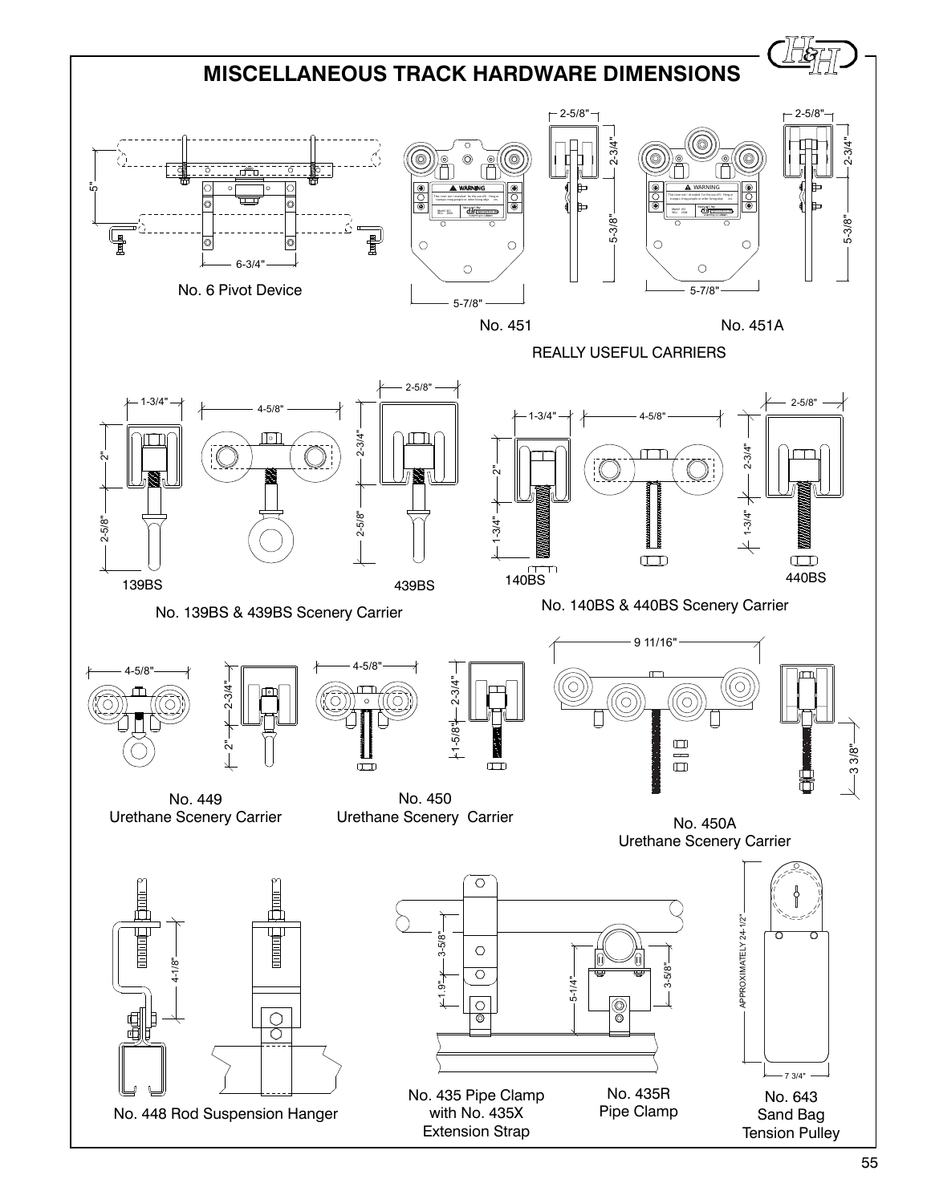# MISCELLANEOUS TRACK HARDWARE DIMENSIONS

5"

6-3/4"

No. 6 Pivot Device

2-5/8"

2-3/4"

5-3/8"

5-7/8"

No. 451

2-5/8"

2-3/4"

5-3/8"

5-7/8"

No. 451A

REALLY USEFUL CARRIERS

1-3/4"

4-5/8"

2-5/8"

2"

2-5/8"

2-3/4"

2-5/8"

139BS

439BS

No. 139BS & 439BS Scenery Carrier

1-3/4"

4-5/8"

2-5/8"

2"

1-3/4"

2-3/4"

1-3/4"

140BS

440BS

No. 140BS & 440BS Scenery Carrier

4-5/8"

2-3/4"

2"

No. 449
Urethane Scenery Carrier

4-5/8"

2-3/4"

1-5/8"

No. 450
Urethane Scenery Carrier

9 11/16"

3 3/8"

No. 450A
Urethane Scenery Carrier

4-1/8"

No. 448 Rod Suspension Hanger

3-5/8"

1.9"

5-1/4"

3-5/8"

No. 435 Pipe Clamp
with No. 435X
Extension Strap

No. 435R
Pipe Clamp

APPROXIMATELY 24-1/2"

7 3/4"

No. 643
Sand Bag
Tension Pulley